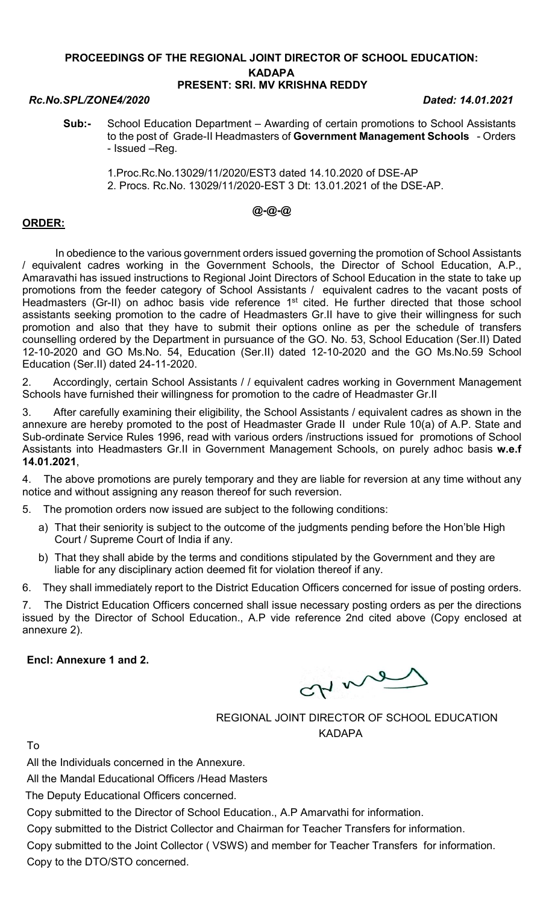**PROCEEDINGS OF THE REGIONAL JOINT DIRECTOR OF SCHOOL EDUCATION: KADAPA**

**PRESENT: SRI. MV KRISHNA REDDY**

***Rc.No.SPL/ZONE4/2020*** ***Dated: 14.01.2021***

**Sub:-** School Education Department – Awarding of certain promotions to School Assistants to the post of Grade-II Headmasters of **Government Management Schools** - Orders - Issued –Reg.

1.Proc.Rc.No.13029/11/2020/EST3 dated 14.10.2020 of DSE-AP
2. Procs. Rc.No. 13029/11/2020-EST 3 Dt: 13.01.2021 of the DSE-AP.

**@-@-@**

**ORDER:**

In obedience to the various government orders issued governing the promotion of School Assistants / equivalent cadres working in the Government Schools, the Director of School Education, A.P., Amaravathi has issued instructions to Regional Joint Directors of School Education in the state to take up promotions from the feeder category of School Assistants / equivalent cadres to the vacant posts of Headmasters (Gr-II) on adhoc basis vide reference 1st cited. He further directed that those school assistants seeking promotion to the cadre of Headmasters Gr.II have to give their willingness for such promotion and also that they have to submit their options online as per the schedule of transfers counselling ordered by the Department in pursuance of the GO. No. 53, School Education (Ser.II) Dated 12-10-2020 and GO Ms.No. 54, Education (Ser.II) dated 12-10-2020 and the GO Ms.No.59 School Education (Ser.II) dated 24-11-2020.

2. Accordingly, certain School Assistants / / equivalent cadres working in Government Management Schools have furnished their willingness for promotion to the cadre of Headmaster Gr.II

3. After carefully examining their eligibility, the School Assistants / equivalent cadres as shown in the annexure are hereby promoted to the post of Headmaster Grade II under Rule 10(a) of A.P. State and Sub-ordinate Service Rules 1996, read with various orders /instructions issued for promotions of School Assistants into Headmasters Gr.II in Government Management Schools, on purely adhoc basis **w.e.f 14.01.2021**,

4. The above promotions are purely temporary and they are liable for reversion at any time without any notice and without assigning any reason thereof for such reversion.

5. The promotion orders now issued are subject to the following conditions:

a) That their seniority is subject to the outcome of the judgments pending before the Hon'ble High Court / Supreme Court of India if any.

b) That they shall abide by the terms and conditions stipulated by the Government and they are liable for any disciplinary action deemed fit for violation thereof if any.

6. They shall immediately report to the District Education Officers concerned for issue of posting orders.

7. The District Education Officers concerned shall issue necessary posting orders as per the directions issued by the Director of School Education., A.P vide reference 2nd cited above (Copy enclosed at annexure 2).

**Encl: Annexure 1 and 2.**

REGIONAL JOINT DIRECTOR OF SCHOOL EDUCATION
KADAPA

To

All the Individuals concerned in the Annexure.

All the Mandal Educational Officers /Head Masters

The Deputy Educational Officers concerned.

Copy submitted to the Director of School Education., A.P Amarvathi for information.

Copy submitted to the District Collector and Chairman for Teacher Transfers for information.

Copy submitted to the Joint Collector ( VSWS) and member for Teacher Transfers for information.

Copy to the DTO/STO concerned.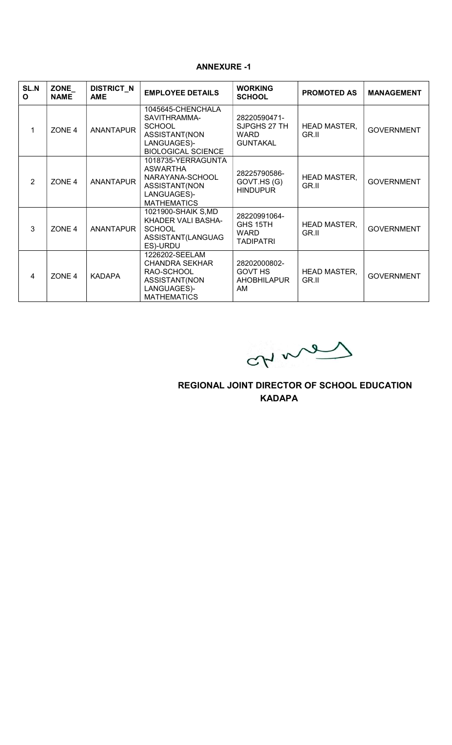## ANNEXURE -1

| SL.NO | ZONE_NAME | DISTRICT_NAME | EMPLOYEE DETAILS | WORKING SCHOOL | PROMOTED AS | MANAGEMENT |
|---|---|---|---|---|---|---|
| 1 | ZONE 4 | ANANTAPUR | 1045645-CHENCHALA SAVITHRAMMA-SCHOOL ASSISTANT(NON LANGUAGES)-BIOLOGICAL SCIENCE | 28220590471-SJPGHS 27 TH WARD GUNTAKAL | HEAD MASTER, GR.II | GOVERNMENT |
| 2 | ZONE 4 | ANANTAPUR | 1018735-YERRAGUNTA ASWARTHA NARAYANA-SCHOOL ASSISTANT(NON LANGUAGES)-MATHEMATICS | 28225790586-GOVT.HS (G) HINDUPUR | HEAD MASTER, GR.II | GOVERNMENT |
| 3 | ZONE 4 | ANANTAPUR | 1021900-SHAIK S,MD KHADER VALI BASHA-SCHOOL ASSISTANT(LANGUAGES)-URDU | 28220991064-GHS 15TH WARD TADIPATRI | HEAD MASTER, GR.II | GOVERNMENT |
| 4 | ZONE 4 | KADAPA | 1226202-SEELAM CHANDRA SEKHAR RAO-SCHOOL ASSISTANT(NON LANGUAGES)-MATHEMATICS | 28202000802-GOVT HS AHOBHILAPURAM | HEAD MASTER, GR.II | GOVERNMENT |

**REGIONAL JOINT DIRECTOR OF SCHOOL EDUCATION**
**KADAPA**